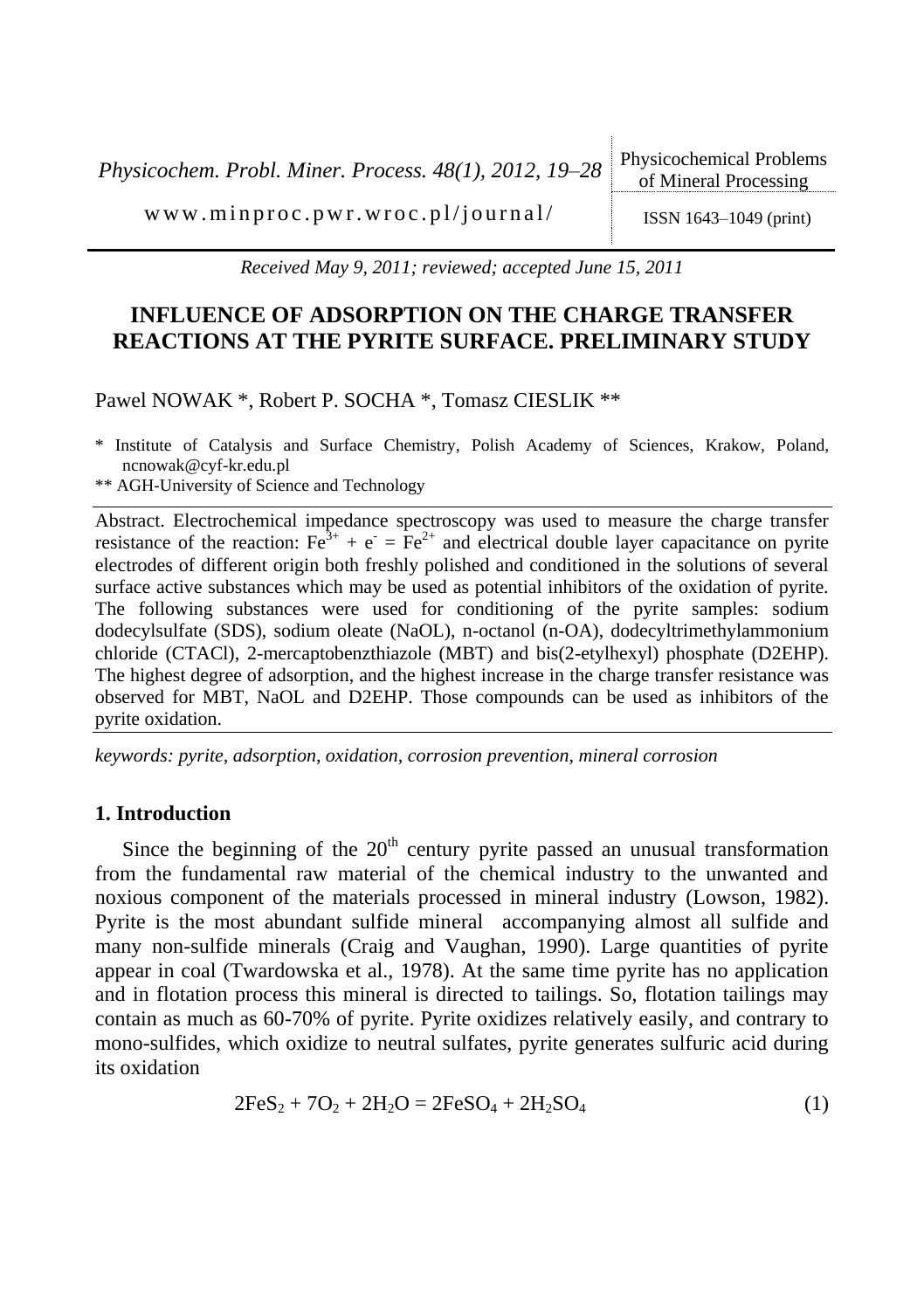Received May 9, 2011; reviewed; accepted June 15, 2011

# INFLUENCE OF ADSORPTION ON THE CHARGE TRANSFER REACTIONS AT THE PYRITE SURFACE. PRELIMINARY STUDY

Pawel NOWAK *, Robert P. SOCHA *, Tomasz CIESLIK **

\* Institute of Catalysis and Surface Chemistry, Polish Academy of Sciences, Krakow, Poland, ncnowak@cyf-kr.edu.pl

** AGH-University of Science and Technology

Abstract. Electrochemical impedance spectroscopy was used to measure the charge transfer resistance of the reaction: $Fe^{3+} + e^{-} = Fe^{2+}$ and electrical double layer capacitance on pyrite electrodes of different origin both freshly polished and conditioned in the solutions of several surface active substances which may be used as potential inhibitors of the oxidation of pyrite. The following substances were used for conditioning of the pyrite samples: sodium dodecylsulfate (SDS), sodium oleate (NaOL), n-octanol (n-OA), dodecyltrimethylammonium chloride (CTACl), 2-mercaptobenzthiazole (MBT) and bis(2-etylhexyl) phosphate (D2EHP). The highest degree of adsorption, and the highest increase in the charge transfer resistance was observed for MBT, NaOL and D2EHP. Those compounds can be used as inhibitors of the pyrite oxidation.

*keywords: pyrite, adsorption, oxidation, corrosion prevention, mineral corrosion*

## 1. Introduction

Since the beginning of the $20^{th}$ century pyrite passed an unusual transformation from the fundamental raw material of the chemical industry to the unwanted and noxious component of the materials processed in mineral industry (Lowson, 1982). Pyrite is the most abundant sulfide mineral accompanying almost all sulfide and many non-sulfide minerals (Craig and Vaughan, 1990). Large quantities of pyrite appear in coal (Twardowska et al., 1978). At the same time pyrite has no application and in flotation process this mineral is directed to tailings. So, flotation tailings may contain as much as 60-70% of pyrite. Pyrite oxidizes relatively easily, and contrary to mono-sulfides, which oxidize to neutral sulfates, pyrite generates sulfuric acid during its oxidation

$$2FeS_2 + 7O_2 + 2H_2O = 2FeSO_4 + 2H_2SO_4 \tag{1}$$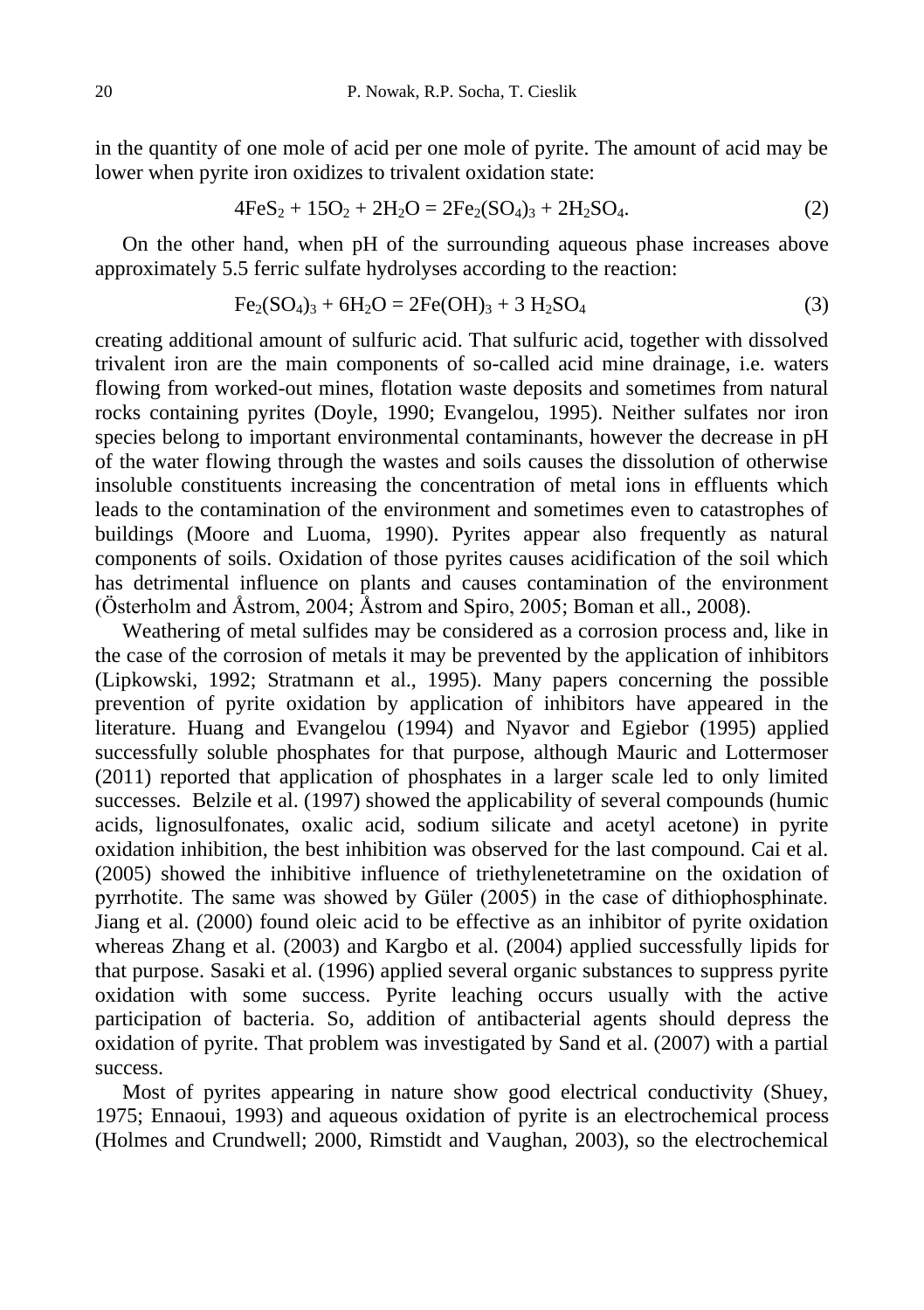in the quantity of one mole of acid per one mole of pyrite. The amount of acid may be lower when pyrite iron oxidizes to trivalent oxidation state:

$$4FeS_2 + 15O_2 + 2H_2O = 2Fe_2(SO_4)_3 + 2H_2SO_4. \tag{2}$$

On the other hand, when pH of the surrounding aqueous phase increases above approximately 5.5 ferric sulfate hydrolyses according to the reaction:

$$Fe_2(SO_4)_3 + 6H_2O = 2Fe(OH)_3 + 3\ H_2SO_4 \tag{3}$$

creating additional amount of sulfuric acid. That sulfuric acid, together with dissolved trivalent iron are the main components of so-called acid mine drainage, i.e. waters flowing from worked-out mines, flotation waste deposits and sometimes from natural rocks containing pyrites (Doyle, 1990; Evangelou, 1995). Neither sulfates nor iron species belong to important environmental contaminants, however the decrease in pH of the water flowing through the wastes and soils causes the dissolution of otherwise insoluble constituents increasing the concentration of metal ions in effluents which leads to the contamination of the environment and sometimes even to catastrophes of buildings (Moore and Luoma, 1990). Pyrites appear also frequently as natural components of soils. Oxidation of those pyrites causes acidification of the soil which has detrimental influence on plants and causes contamination of the environment (Österholm and Åstrom, 2004; Åstrom and Spiro, 2005; Boman et all., 2008).

Weathering of metal sulfides may be considered as a corrosion process and, like in the case of the corrosion of metals it may be prevented by the application of inhibitors (Lipkowski, 1992; Stratmann et al., 1995). Many papers concerning the possible prevention of pyrite oxidation by application of inhibitors have appeared in the literature. Huang and Evangelou (1994) and Nyavor and Egiebor (1995) applied successfully soluble phosphates for that purpose, although Mauric and Lottermoser (2011) reported that application of phosphates in a larger scale led to only limited successes. Belzile et al. (1997) showed the applicability of several compounds (humic acids, lignosulfonates, oxalic acid, sodium silicate and acetyl acetone) in pyrite oxidation inhibition, the best inhibition was observed for the last compound. Cai et al. (2005) showed the inhibitive influence of triethylenetetramine on the oxidation of pyrrhotite. The same was showed by Güler (2005) in the case of dithiophosphinate. Jiang et al. (2000) found oleic acid to be effective as an inhibitor of pyrite oxidation whereas Zhang et al. (2003) and Kargbo et al. (2004) applied successfully lipids for that purpose. Sasaki et al. (1996) applied several organic substances to suppress pyrite oxidation with some success. Pyrite leaching occurs usually with the active participation of bacteria. So, addition of antibacterial agents should depress the oxidation of pyrite. That problem was investigated by Sand et al. (2007) with a partial success.

Most of pyrites appearing in nature show good electrical conductivity (Shuey, 1975; Ennaoui, 1993) and aqueous oxidation of pyrite is an electrochemical process (Holmes and Crundwell; 2000, Rimstidt and Vaughan, 2003), so the electrochemical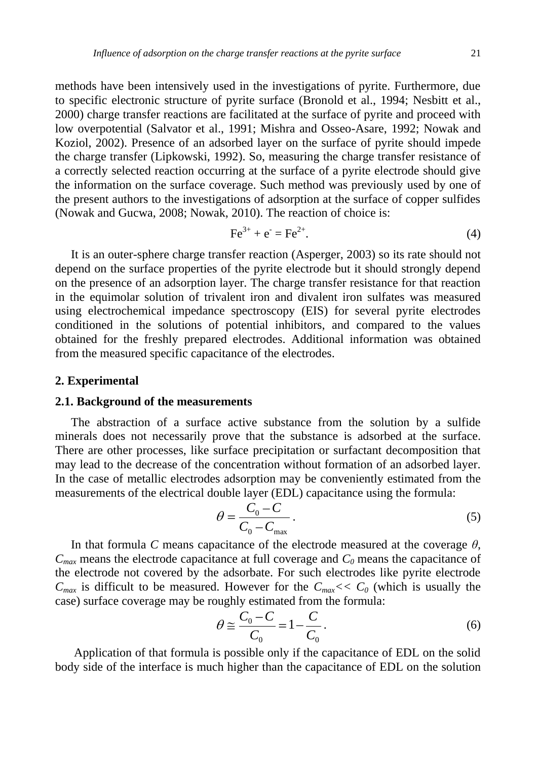methods have been intensively used in the investigations of pyrite. Furthermore, due to specific electronic structure of pyrite surface (Bronold et al., 1994; Nesbitt et al., 2000) charge transfer reactions are facilitated at the surface of pyrite and proceed with low overpotential (Salvator et al., 1991; Mishra and Osseo-Asare, 1992; Nowak and Koziol, 2002). Presence of an adsorbed layer on the surface of pyrite should impede the charge transfer (Lipkowski, 1992). So, measuring the charge transfer resistance of a correctly selected reaction occurring at the surface of a pyrite electrode should give the information on the surface coverage. Such method was previously used by one of the present authors to the investigations of adsorption at the surface of copper sulfides (Nowak and Gucwa, 2008; Nowak, 2010). The reaction of choice is:

$$Fe^{3+} + e^{-} = Fe^{2+}. \tag{4}$$

It is an outer-sphere charge transfer reaction (Asperger, 2003) so its rate should not depend on the surface properties of the pyrite electrode but it should strongly depend on the presence of an adsorption layer. The charge transfer resistance for that reaction in the equimolar solution of trivalent iron and divalent iron sulfates was measured using electrochemical impedance spectroscopy (EIS) for several pyrite electrodes conditioned in the solutions of potential inhibitors, and compared to the values obtained for the freshly prepared electrodes. Additional information was obtained from the measured specific capacitance of the electrodes.

## 2. Experimental

### 2.1. Background of the measurements

The abstraction of a surface active substance from the solution by a sulfide minerals does not necessarily prove that the substance is adsorbed at the surface. There are other processes, like surface precipitation or surfactant decomposition that may lead to the decrease of the concentration without formation of an adsorbed layer. In the case of metallic electrodes adsorption may be conveniently estimated from the measurements of the electrical double layer (EDL) capacitance using the formula:

$$\theta = \frac{C_0 - C}{C_0 - C_{\max}}. \tag{5}$$

In that formula $C$ means capacitance of the electrode measured at the coverage $\theta$, $C_{max}$ means the electrode capacitance at full coverage and $C_0$ means the capacitance of the electrode not covered by the adsorbate. For such electrodes like pyrite electrode $C_{max}$ is difficult to be measured. However for the $C_{max} << C_0$ (which is usually the case) surface coverage may be roughly estimated from the formula:

$$\theta \cong \frac{C_0 - C}{C_0} = 1 - \frac{C}{C_0}. \tag{6}$$

Application of that formula is possible only if the capacitance of EDL on the solid body side of the interface is much higher than the capacitance of EDL on the solution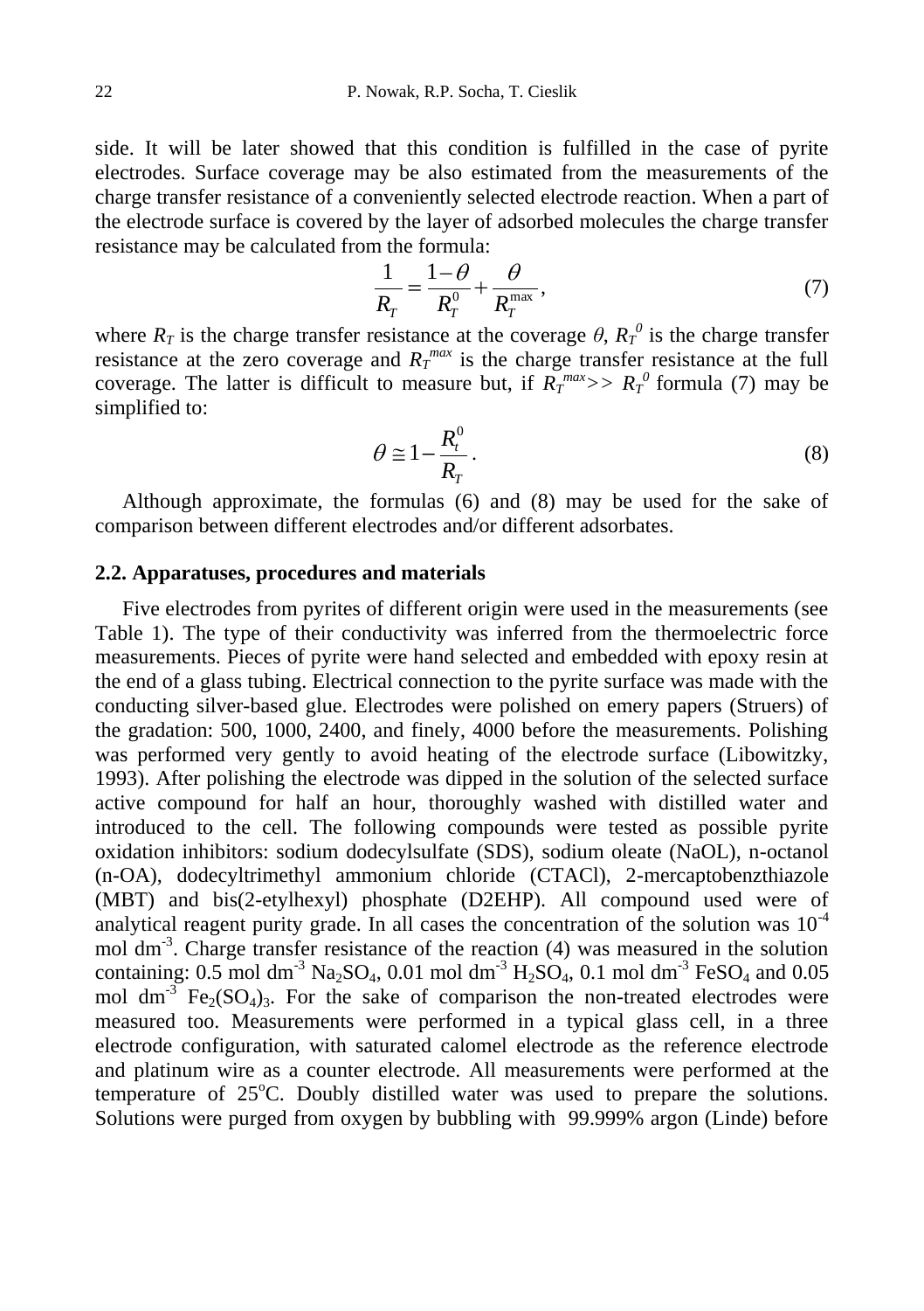side. It will be later showed that this condition is fulfilled in the case of pyrite electrodes. Surface coverage may be also estimated from the measurements of the charge transfer resistance of a conveniently selected electrode reaction. When a part of the electrode surface is covered by the layer of adsorbed molecules the charge transfer resistance may be calculated from the formula:

$$\frac{1}{R_T} = \frac{1-\theta}{R_T^0} + \frac{\theta}{R_T^{\max}}, \tag{7}$$

where $R_T$ is the charge transfer resistance at the coverage $\theta$, $R_T^0$ is the charge transfer resistance at the zero coverage and $R_T^{max}$ is the charge transfer resistance at the full coverage. The latter is difficult to measure but, if $R_T^{max} >> R_T^0$ formula (7) may be simplified to:

$$\theta \cong 1 - \frac{R_t^0}{R_T}. \tag{8}$$

Although approximate, the formulas (6) and (8) may be used for the sake of comparison between different electrodes and/or different adsorbates.

### 2.2. Apparatuses, procedures and materials

Five electrodes from pyrites of different origin were used in the measurements (see Table 1). The type of their conductivity was inferred from the thermoelectric force measurements. Pieces of pyrite were hand selected and embedded with epoxy resin at the end of a glass tubing. Electrical connection to the pyrite surface was made with the conducting silver-based glue. Electrodes were polished on emery papers (Struers) of the gradation: 500, 1000, 2400, and finely, 4000 before the measurements. Polishing was performed very gently to avoid heating of the electrode surface (Libowitzky, 1993). After polishing the electrode was dipped in the solution of the selected surface active compound for half an hour, thoroughly washed with distilled water and introduced to the cell. The following compounds were tested as possible pyrite oxidation inhibitors: sodium dodecylsulfate (SDS), sodium oleate (NaOL), n-octanol (n-OA), dodecyltrimethyl ammonium chloride (CTACl), 2-mercaptobenzthiazole (MBT) and bis(2-etylhexyl) phosphate (D2EHP). All compound used were of analytical reagent purity grade. In all cases the concentration of the solution was $10^{-4}$ mol dm$^{-3}$. Charge transfer resistance of the reaction (4) was measured in the solution containing: 0.5 mol dm$^{-3}$ $Na_2SO_4$, 0.01 mol dm$^{-3}$ $H_2SO_4$, 0.1 mol dm$^{-3}$ $FeSO_4$ and 0.05 mol dm$^{-3}$ $Fe_2(SO_4)_3$. For the sake of comparison the non-treated electrodes were measured too. Measurements were performed in a typical glass cell, in a three electrode configuration, with saturated calomel electrode as the reference electrode and platinum wire as a counter electrode. All measurements were performed at the temperature of 25$^{o}$C. Doubly distilled water was used to prepare the solutions. Solutions were purged from oxygen by bubbling with 99.999% argon (Linde) before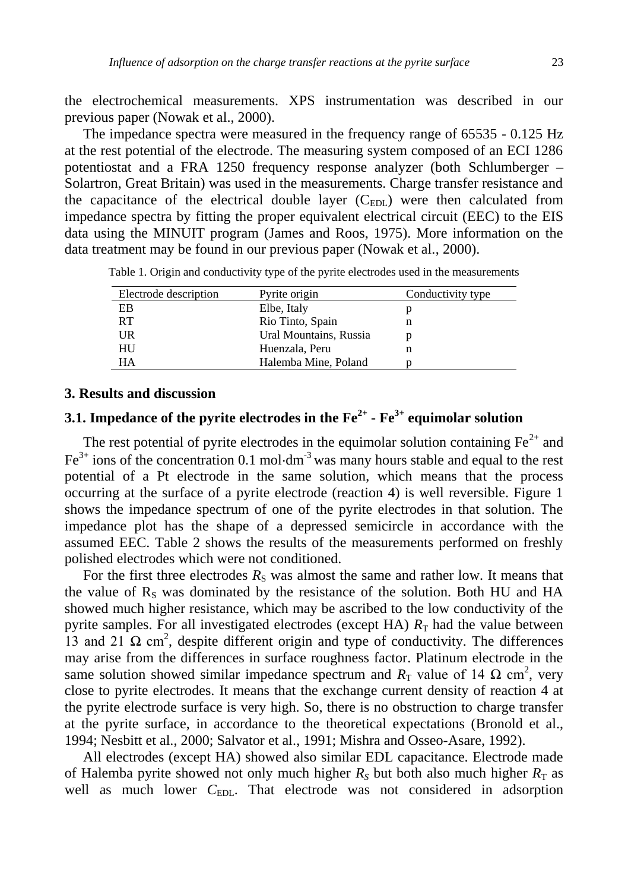the electrochemical measurements. XPS instrumentation was described in our previous paper (Nowak et al., 2000).

The impedance spectra were measured in the frequency range of 65535 - 0.125 Hz at the rest potential of the electrode. The measuring system composed of an ECI 1286 potentiostat and a FRA 1250 frequency response analyzer (both Schlumberger – Solartron, Great Britain) was used in the measurements. Charge transfer resistance and the capacitance of the electrical double layer ($C_{EDL}$) were then calculated from impedance spectra by fitting the proper equivalent electrical circuit (EEC) to the EIS data using the MINUIT program (James and Roos, 1975). More information on the data treatment may be found in our previous paper (Nowak et al., 2000).

Table 1. Origin and conductivity type of the pyrite electrodes used in the measurements

| Electrode description | Pyrite origin | Conductivity type |
|---|---|---|
| EB | Elbe, Italy | p |
| RT | Rio Tinto, Spain | n |
| UR | Ural Mountains, Russia | p |
| HU | Huenzala, Peru | n |
| HA | Halemba Mine, Poland | p |

## 3. Results and discussion

### 3.1. Impedance of the pyrite electrodes in the $Fe^{2+}$ - $Fe^{3+}$ equimolar solution

The rest potential of pyrite electrodes in the equimolar solution containing $Fe^{2+}$ and $Fe^{3+}$ ions of the concentration 0.1 mol·dm$^{-3}$ was many hours stable and equal to the rest potential of a Pt electrode in the same solution, which means that the process occurring at the surface of a pyrite electrode (reaction 4) is well reversible. Figure 1 shows the impedance spectrum of one of the pyrite electrodes in that solution. The impedance plot has the shape of a depressed semicircle in accordance with the assumed EEC. Table 2 shows the results of the measurements performed on freshly polished electrodes which were not conditioned.

For the first three electrodes $R_S$ was almost the same and rather low. It means that the value of $R_S$ was dominated by the resistance of the solution. Both HU and HA showed much higher resistance, which may be ascribed to the low conductivity of the pyrite samples. For all investigated electrodes (except HA) $R_T$ had the value between 13 and 21 Ω cm$^2$, despite different origin and type of conductivity. The differences may arise from the differences in surface roughness factor. Platinum electrode in the same solution showed similar impedance spectrum and $R_T$ value of 14 Ω cm$^2$, very close to pyrite electrodes. It means that the exchange current density of reaction 4 at the pyrite electrode surface is very high. So, there is no obstruction to charge transfer at the pyrite surface, in accordance to the theoretical expectations (Bronold et al., 1994; Nesbitt et al., 2000; Salvator et al., 1991; Mishra and Osseo-Asare, 1992).

All electrodes (except HA) showed also similar EDL capacitance. Electrode made of Halemba pyrite showed not only much higher $R_S$ but both also much higher $R_T$ as well as much lower $C_{EDL}$. That electrode was not considered in adsorption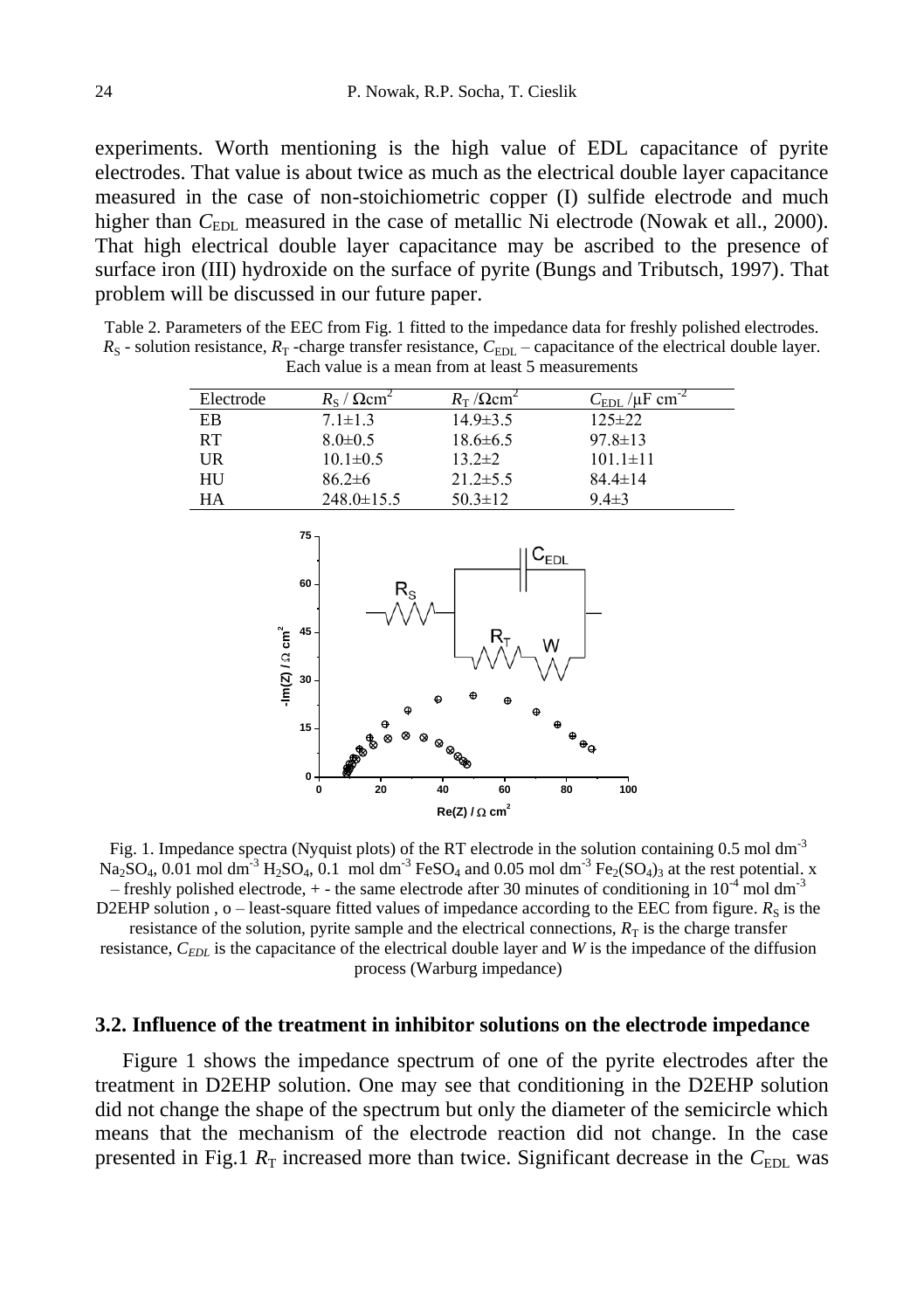experiments. Worth mentioning is the high value of EDL capacitance of pyrite electrodes. That value is about twice as much as the electrical double layer capacitance measured in the case of non-stoichiometric copper (I) sulfide electrode and much higher than $C_{EDL}$ measured in the case of metallic Ni electrode (Nowak et all., 2000). That high electrical double layer capacitance may be ascribed to the presence of surface iron (III) hydroxide on the surface of pyrite (Bungs and Tributsch, 1997). That problem will be discussed in our future paper.

Table 2. Parameters of the EEC from Fig. 1 fitted to the impedance data for freshly polished electrodes. $R_S$ - solution resistance, $R_T$ -charge transfer resistance, $C_{EDL}$ – capacitance of the electrical double layer. Each value is a mean from at least 5 measurements

| Electrode | $R_S$ / $\Omega$cm$^2$ | $R_T$ /$\Omega$cm$^2$ | $C_{EDL}$ /$\mu$F cm$^{-2}$ |
|---|---|---|---|
| EB | 7.1±1.3 | 14.9±3.5 | 125±22 |
| RT | 8.0±0.5 | 18.6±6.5 | 97.8±13 |
| UR | 10.1±0.5 | 13.2±2 | 101.1±11 |
| HU | 86.2±6 | 21.2±5.5 | 84.4±14 |
| HA | 248.0±15.5 | 50.3±12 | 9.4±3 |

Fig. 1. Impedance spectra (Nyquist plots) of the RT electrode in the solution containing 0.5 mol dm$^{-3}$ $Na_2SO_4$, 0.01 mol dm$^{-3}$ $H_2SO_4$, 0.1 mol dm$^{-3}$ $FeSO_4$ and 0.05 mol dm$^{-3}$ $Fe_2(SO_4)_3$ at the rest potential. x – freshly polished electrode, + - the same electrode after 30 minutes of conditioning in $10^{-4}$ mol dm$^{-3}$ D2EHP solution , o – least-square fitted values of impedance according to the EEC from figure. $R_S$ is the resistance of the solution, pyrite sample and the electrical connections, $R_T$ is the charge transfer resistance, $C_{EDL}$ is the capacitance of the electrical double layer and $W$ is the impedance of the diffusion process (Warburg impedance)

### 3.2. Influence of the treatment in inhibitor solutions on the electrode impedance

Figure 1 shows the impedance spectrum of one of the pyrite electrodes after the treatment in D2EHP solution. One may see that conditioning in the D2EHP solution did not change the shape of the spectrum but only the diameter of the semicircle which means that the mechanism of the electrode reaction did not change. In the case presented in Fig.1 $R_T$ increased more than twice. Significant decrease in the $C_{EDL}$ was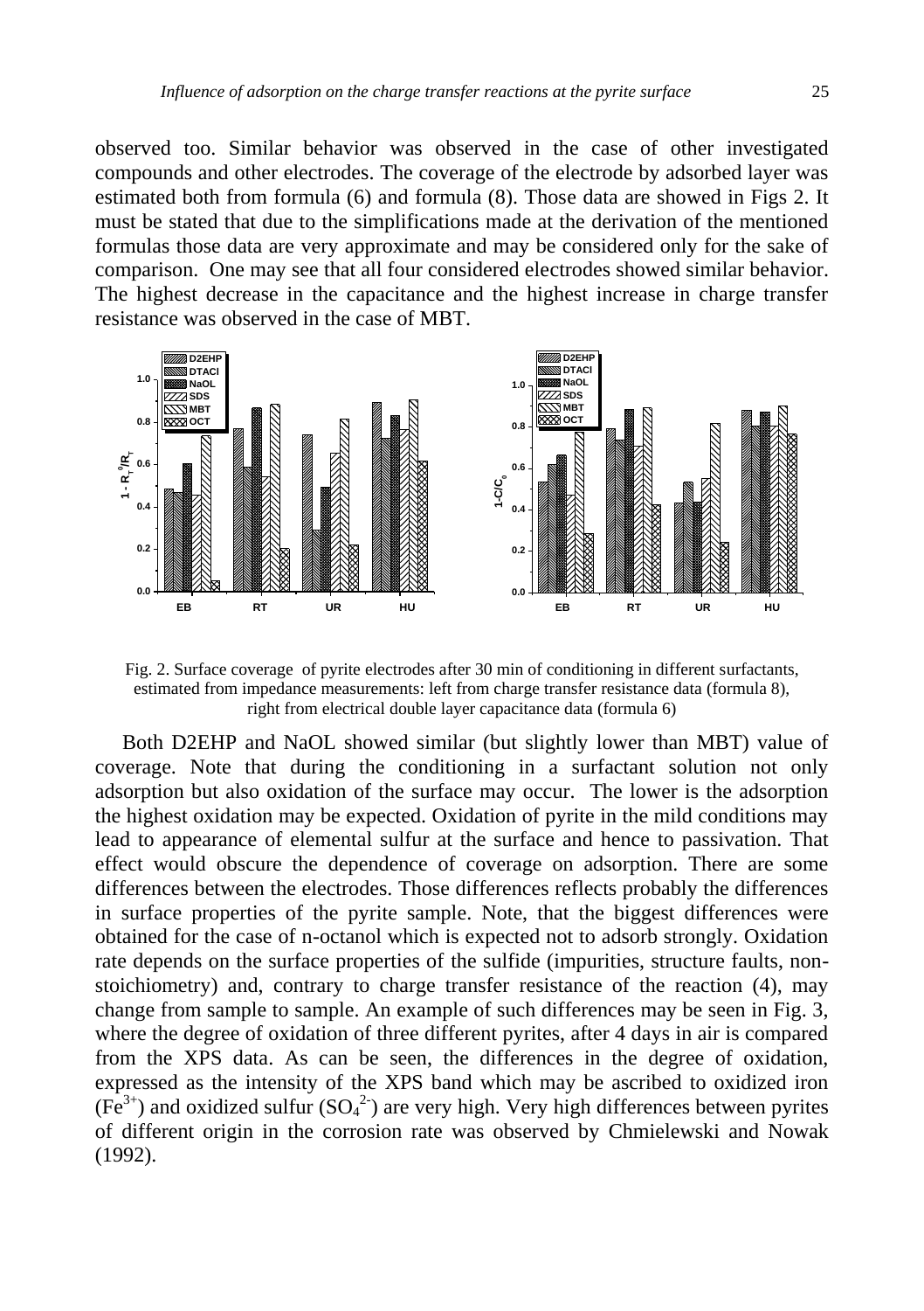observed too. Similar behavior was observed in the case of other investigated compounds and other electrodes. The coverage of the electrode by adsorbed layer was estimated both from formula (6) and formula (8). Those data are showed in Figs 2. It must be stated that due to the simplifications made at the derivation of the mentioned formulas those data are very approximate and may be considered only for the sake of comparison. One may see that all four considered electrodes showed similar behavior. The highest decrease in the capacitance and the highest increase in charge transfer resistance was observed in the case of MBT.

Fig. 2. Surface coverage of pyrite electrodes after 30 min of conditioning in different surfactants, estimated from impedance measurements: left from charge transfer resistance data (formula 8), right from electrical double layer capacitance data (formula 6)

Both D2EHP and NaOL showed similar (but slightly lower than MBT) value of coverage. Note that during the conditioning in a surfactant solution not only adsorption but also oxidation of the surface may occur. The lower is the adsorption the highest oxidation may be expected. Oxidation of pyrite in the mild conditions may lead to appearance of elemental sulfur at the surface and hence to passivation. That effect would obscure the dependence of coverage on adsorption. There are some differences between the electrodes. Those differences reflects probably the differences in surface properties of the pyrite sample. Note, that the biggest differences were obtained for the case of n-octanol which is expected not to adsorb strongly. Oxidation rate depends on the surface properties of the sulfide (impurities, structure faults, non-stoichiometry) and, contrary to charge transfer resistance of the reaction (4), may change from sample to sample. An example of such differences may be seen in Fig. 3, where the degree of oxidation of three different pyrites, after 4 days in air is compared from the XPS data. As can be seen, the differences in the degree of oxidation, expressed as the intensity of the XPS band which may be ascribed to oxidized iron ($Fe^{3+}$) and oxidized sulfur ($SO_4^{2-}$) are very high. Very high differences between pyrites of different origin in the corrosion rate was observed by Chmielewski and Nowak (1992).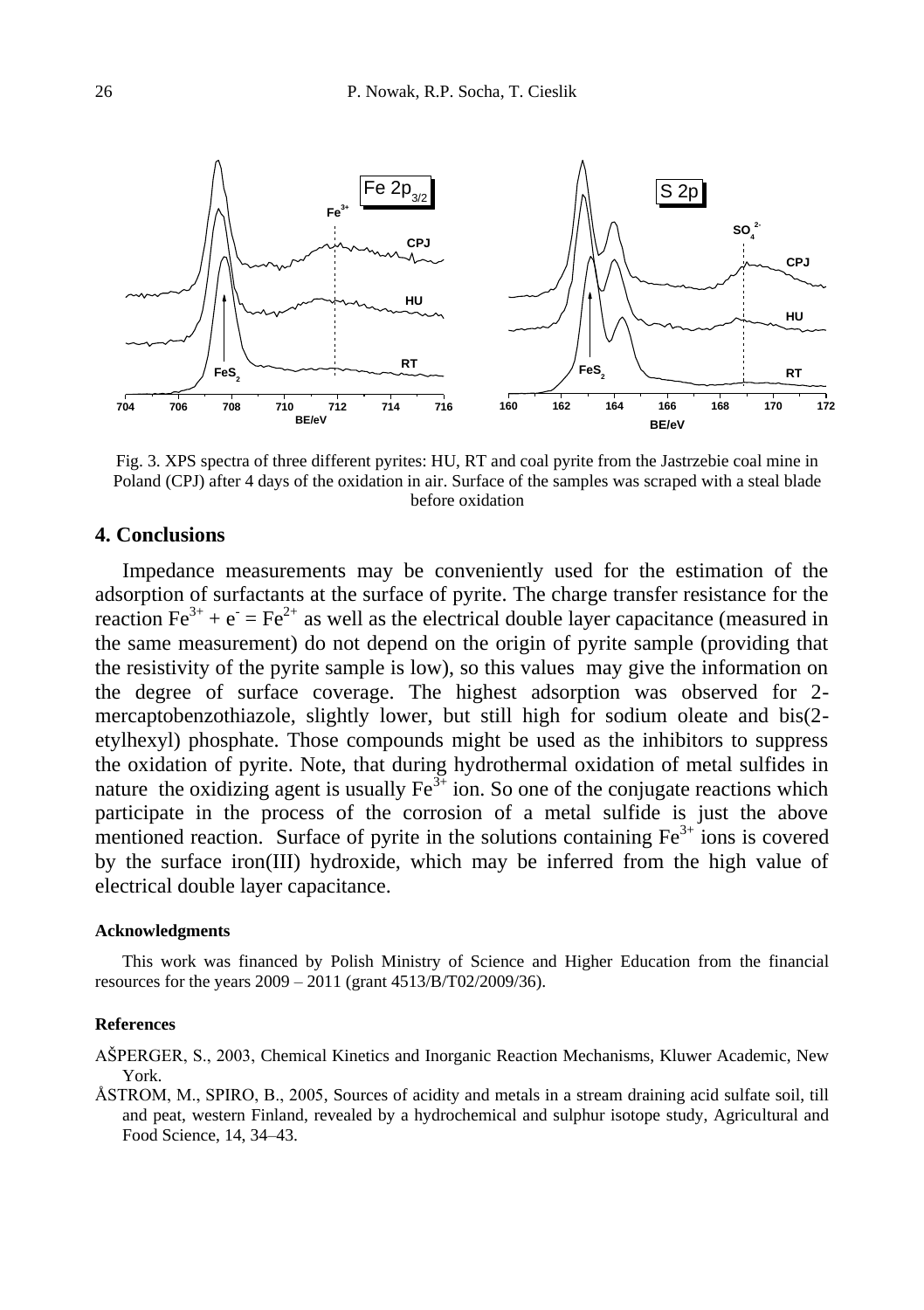Fig. 3. XPS spectra of three different pyrites: HU, RT and coal pyrite from the Jastrzebie coal mine in Poland (CPJ) after 4 days of the oxidation in air. Surface of the samples was scraped with a steal blade before oxidation

## 4. Conclusions

Impedance measurements may be conveniently used for the estimation of the adsorption of surfactants at the surface of pyrite. The charge transfer resistance for the reaction $Fe^{3+} + e^{-} = Fe^{2+}$ as well as the electrical double layer capacitance (measured in the same measurement) do not depend on the origin of pyrite sample (providing that the resistivity of the pyrite sample is low), so this values may give the information on the degree of surface coverage. The highest adsorption was observed for 2-mercaptobenzothiazole, slightly lower, but still high for sodium oleate and bis(2-etylhexyl) phosphate. Those compounds might be used as the inhibitors to suppress the oxidation of pyrite. Note, that during hydrothermal oxidation of metal sulfides in nature the oxidizing agent is usually $Fe^{3+}$ ion. So one of the conjugate reactions which participate in the process of the corrosion of a metal sulfide is just the above mentioned reaction. Surface of pyrite in the solutions containing $Fe^{3+}$ ions is covered by the surface iron(III) hydroxide, which may be inferred from the high value of electrical double layer capacitance.

#### Acknowledgments

This work was financed by Polish Ministry of Science and Higher Education from the financial resources for the years 2009 – 2011 (grant 4513/B/T02/2009/36).

#### References

AŠPERGER, S., 2003, Chemical Kinetics and Inorganic Reaction Mechanisms, Kluwer Academic, New York.

ÅSTROM, M., SPIRO, B., 2005, Sources of acidity and metals in a stream draining acid sulfate soil, till and peat, western Finland, revealed by a hydrochemical and sulphur isotope study, Agricultural and Food Science, 14, 34–43.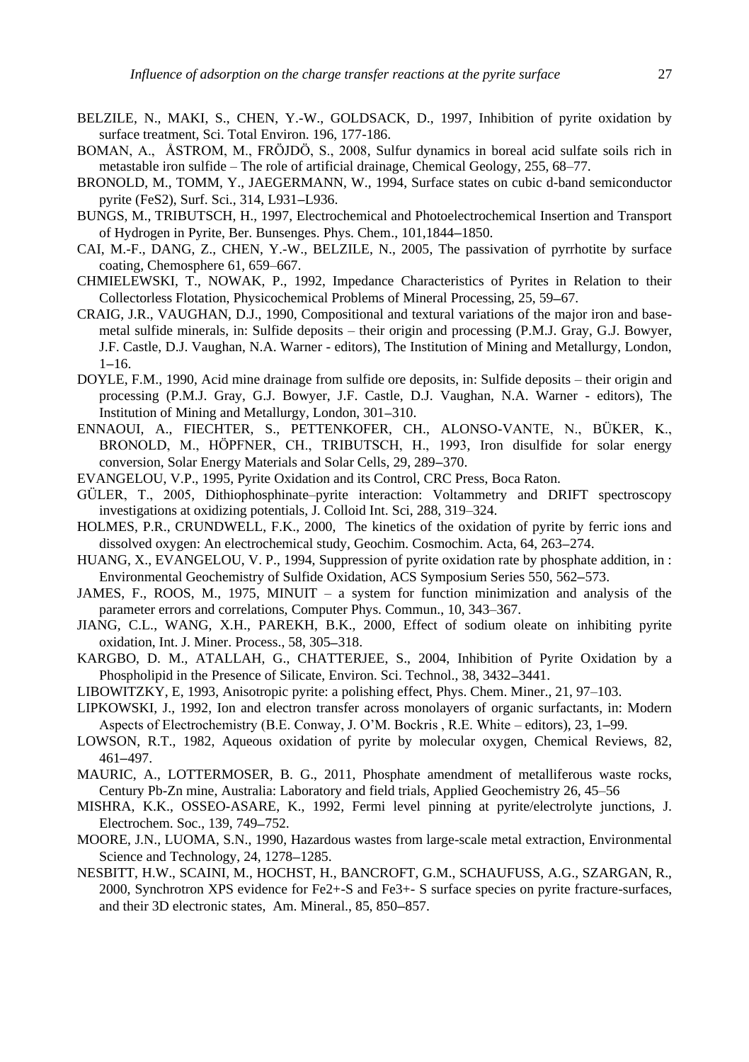BELZILE, N., MAKI, S., CHEN, Y.-W., GOLDSACK, D., 1997, Inhibition of pyrite oxidation by surface treatment, Sci. Total Environ. 196, 177-186.

BOMAN, A., ÅSTROM, M., FRÖJDÖ, S., 2008, Sulfur dynamics in boreal acid sulfate soils rich in metastable iron sulfide – The role of artificial drainage, Chemical Geology, 255, 68–77.

BRONOLD, M., TOMM, Y., JAEGERMANN, W., 1994, Surface states on cubic d-band semiconductor pyrite (FeS2), Surf. Sci., 314, L931–L936.

BUNGS, M., TRIBUTSCH, H., 1997, Electrochemical and Photoelectrochemical Insertion and Transport of Hydrogen in Pyrite, Ber. Bunsenges. Phys. Chem., 101,1844–1850.

CAI, M.-F., DANG, Z., CHEN, Y.-W., BELZILE, N., 2005, The passivation of pyrrhotite by surface coating, Chemosphere 61, 659–667.

CHMIELEWSKI, T., NOWAK, P., 1992, Impedance Characteristics of Pyrites in Relation to their Collectorless Flotation, Physicochemical Problems of Mineral Processing, 25, 59–67.

CRAIG, J.R., VAUGHAN, D.J., 1990, Compositional and textural variations of the major iron and base-metal sulfide minerals, in: Sulfide deposits – their origin and processing (P.M.J. Gray, G.J. Bowyer, J.F. Castle, D.J. Vaughan, N.A. Warner - editors), The Institution of Mining and Metallurgy, London, 1–16.

DOYLE, F.M., 1990, Acid mine drainage from sulfide ore deposits, in: Sulfide deposits – their origin and processing (P.M.J. Gray, G.J. Bowyer, J.F. Castle, D.J. Vaughan, N.A. Warner - editors), The Institution of Mining and Metallurgy, London, 301–310.

ENNAOUI, A., FIECHTER, S., PETTENKOFER, CH., ALONSO-VANTE, N., BÜKER, K., BRONOLD, M., HÖPFNER, CH., TRIBUTSCH, H., 1993, Iron disulfide for solar energy conversion, Solar Energy Materials and Solar Cells, 29, 289–370.

EVANGELOU, V.P., 1995, Pyrite Oxidation and its Control, CRC Press, Boca Raton.

GÜLER, T., 2005, Dithiophosphinate–pyrite interaction: Voltammetry and DRIFT spectroscopy investigations at oxidizing potentials, J. Colloid Int. Sci, 288, 319–324.

HOLMES, P.R., CRUNDWELL, F.K., 2000, The kinetics of the oxidation of pyrite by ferric ions and dissolved oxygen: An electrochemical study, Geochim. Cosmochim. Acta, 64, 263–274.

HUANG, X., EVANGELOU, V. P., 1994, Suppression of pyrite oxidation rate by phosphate addition, in : Environmental Geochemistry of Sulfide Oxidation, ACS Symposium Series 550, 562–573.

JAMES, F., ROOS, M., 1975, MINUIT – a system for function minimization and analysis of the parameter errors and correlations, Computer Phys. Commun., 10, 343–367.

JIANG, C.L., WANG, X.H., PAREKH, B.K., 2000, Effect of sodium oleate on inhibiting pyrite oxidation, Int. J. Miner. Process., 58, 305–318.

KARGBO, D. M., ATALLAH, G., CHATTERJEE, S., 2004, Inhibition of Pyrite Oxidation by a Phospholipid in the Presence of Silicate, Environ. Sci. Technol., 38, 3432–3441.

LIBOWITZKY, E, 1993, Anisotropic pyrite: a polishing effect, Phys. Chem. Miner., 21, 97–103.

LIPKOWSKI, J., 1992, Ion and electron transfer across monolayers of organic surfactants, in: Modern Aspects of Electrochemistry (B.E. Conway, J. O'M. Bockris , R.E. White – editors), 23, 1–99.

LOWSON, R.T., 1982, Aqueous oxidation of pyrite by molecular oxygen, Chemical Reviews, 82, 461–497.

MAURIC, A., LOTTERMOSER, B. G., 2011, Phosphate amendment of metalliferous waste rocks, Century Pb-Zn mine, Australia: Laboratory and field trials, Applied Geochemistry 26, 45–56

MISHRA, K.K., OSSEO-ASARE, K., 1992, Fermi level pinning at pyrite/electrolyte junctions, J. Electrochem. Soc., 139, 749–752.

MOORE, J.N., LUOMA, S.N., 1990, Hazardous wastes from large-scale metal extraction, Environmental Science and Technology, 24, 1278–1285.

NESBITT, H.W., SCAINI, M., HOCHST, H., BANCROFT, G.M., SCHAUFUSS, A.G., SZARGAN, R., 2000, Synchrotron XPS evidence for Fe2+-S and Fe3+- S surface species on pyrite fracture-surfaces, and their 3D electronic states, Am. Mineral., 85, 850–857.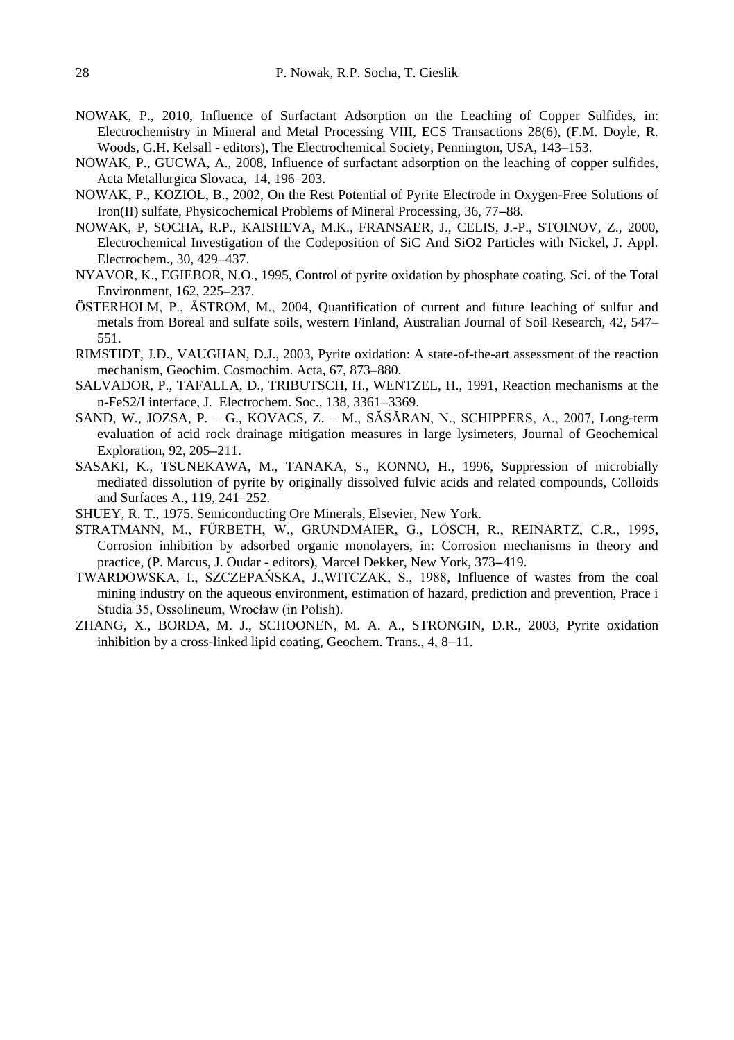NOWAK, P., 2010, Influence of Surfactant Adsorption on the Leaching of Copper Sulfides, in: Electrochemistry in Mineral and Metal Processing VIII, ECS Transactions 28(6), (F.M. Doyle, R. Woods, G.H. Kelsall - editors), The Electrochemical Society, Pennington, USA, 143–153.

NOWAK, P., GUCWA, A., 2008, Influence of surfactant adsorption on the leaching of copper sulfides, Acta Metallurgica Slovaca, 14, 196–203.

NOWAK, P., KOZIOŁ, B., 2002, On the Rest Potential of Pyrite Electrode in Oxygen-Free Solutions of Iron(II) sulfate, Physicochemical Problems of Mineral Processing, 36, 77–88.

NOWAK, P, SOCHA, R.P., KAISHEVA, M.K., FRANSAER, J., CELIS, J.-P., STOINOV, Z., 2000, Electrochemical Investigation of the Codeposition of SiC And SiO2 Particles with Nickel, J. Appl. Electrochem., 30, 429–437.

NYAVOR, K., EGIEBOR, N.O., 1995, Control of pyrite oxidation by phosphate coating, Sci. of the Total Environment, 162, 225–237.

ÖSTERHOLM, P., ÅSTROM, M., 2004, Quantification of current and future leaching of sulfur and metals from Boreal and sulfate soils, western Finland, Australian Journal of Soil Research, 42, 547–551.

RIMSTIDT, J.D., VAUGHAN, D.J., 2003, Pyrite oxidation: A state-of-the-art assessment of the reaction mechanism, Geochim. Cosmochim. Acta, 67, 873–880.

SALVADOR, P., TAFALLA, D., TRIBUTSCH, H., WENTZEL, H., 1991, Reaction mechanisms at the n-FeS2/I interface, J. Electrochem. Soc., 138, 3361–3369.

SAND, W., JOZSA, P. – G., KOVACS, Z. – M., SĂSĂRAN, N., SCHIPPERS, A., 2007, Long-term evaluation of acid rock drainage mitigation measures in large lysimeters, Journal of Geochemical Exploration, 92, 205–211.

SASAKI, K., TSUNEKAWA, M., TANAKA, S., KONNO, H., 1996, Suppression of microbially mediated dissolution of pyrite by originally dissolved fulvic acids and related compounds, Colloids and Surfaces A., 119, 241–252.

SHUEY, R. T., 1975. Semiconducting Ore Minerals, Elsevier, New York.

STRATMANN, M., FÜRBETH, W., GRUNDMAIER, G., LÖSCH, R., REINARTZ, C.R., 1995, Corrosion inhibition by adsorbed organic monolayers, in: Corrosion mechanisms in theory and practice, (P. Marcus, J. Oudar - editors), Marcel Dekker, New York, 373–419.

TWARDOWSKA, I., SZCZEPAŃSKA, J.,WITCZAK, S., 1988, Influence of wastes from the coal mining industry on the aqueous environment, estimation of hazard, prediction and prevention, Prace i Studia 35, Ossolineum, Wrocław (in Polish).

ZHANG, X., BORDA, M. J., SCHOONEN, M. A. A., STRONGIN, D.R., 2003, Pyrite oxidation inhibition by a cross-linked lipid coating, Geochem. Trans., 4, 8–11.